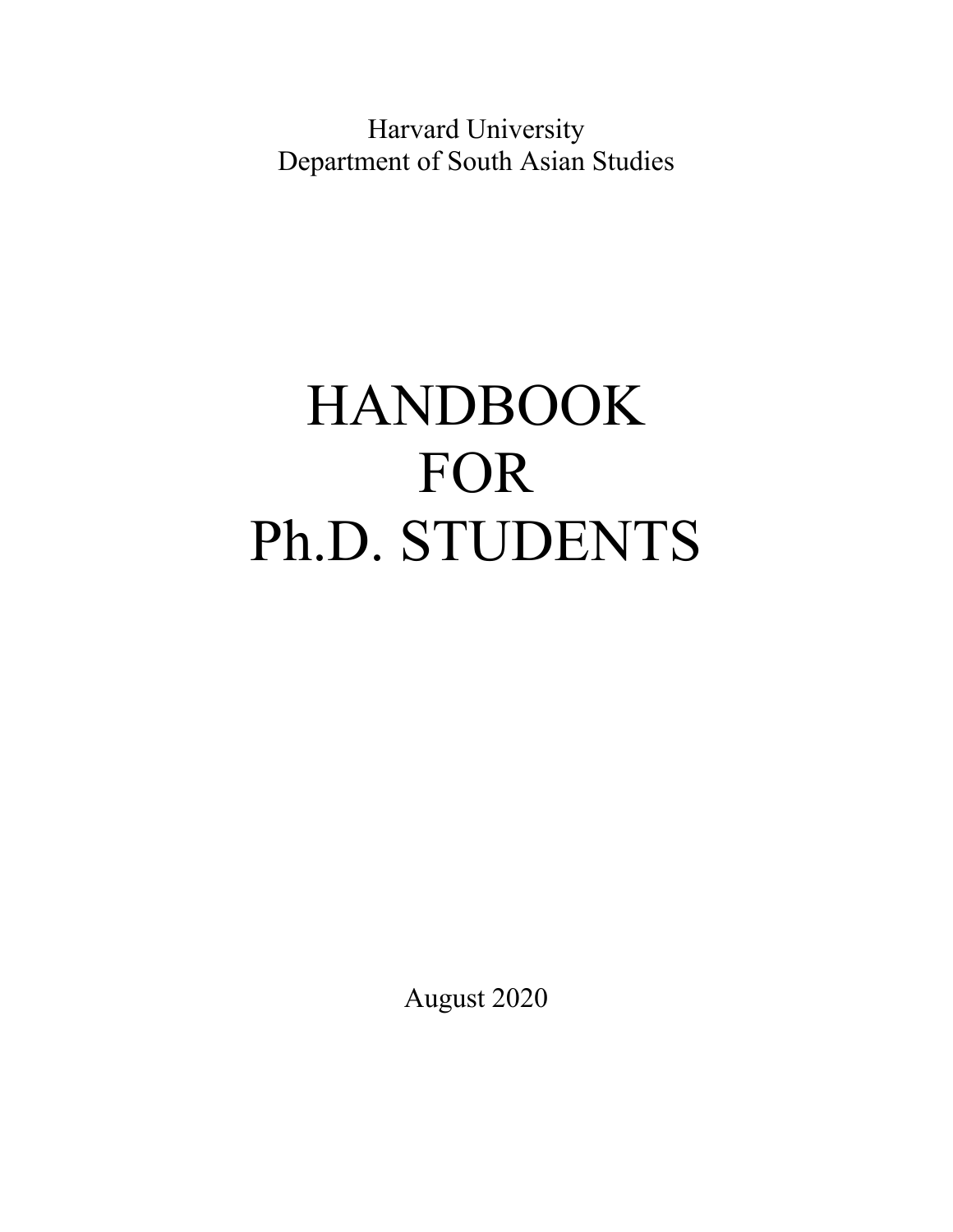Harvard University
Department of South Asian Studies

# HANDBOOK FOR Ph.D. STUDENTS

August 2020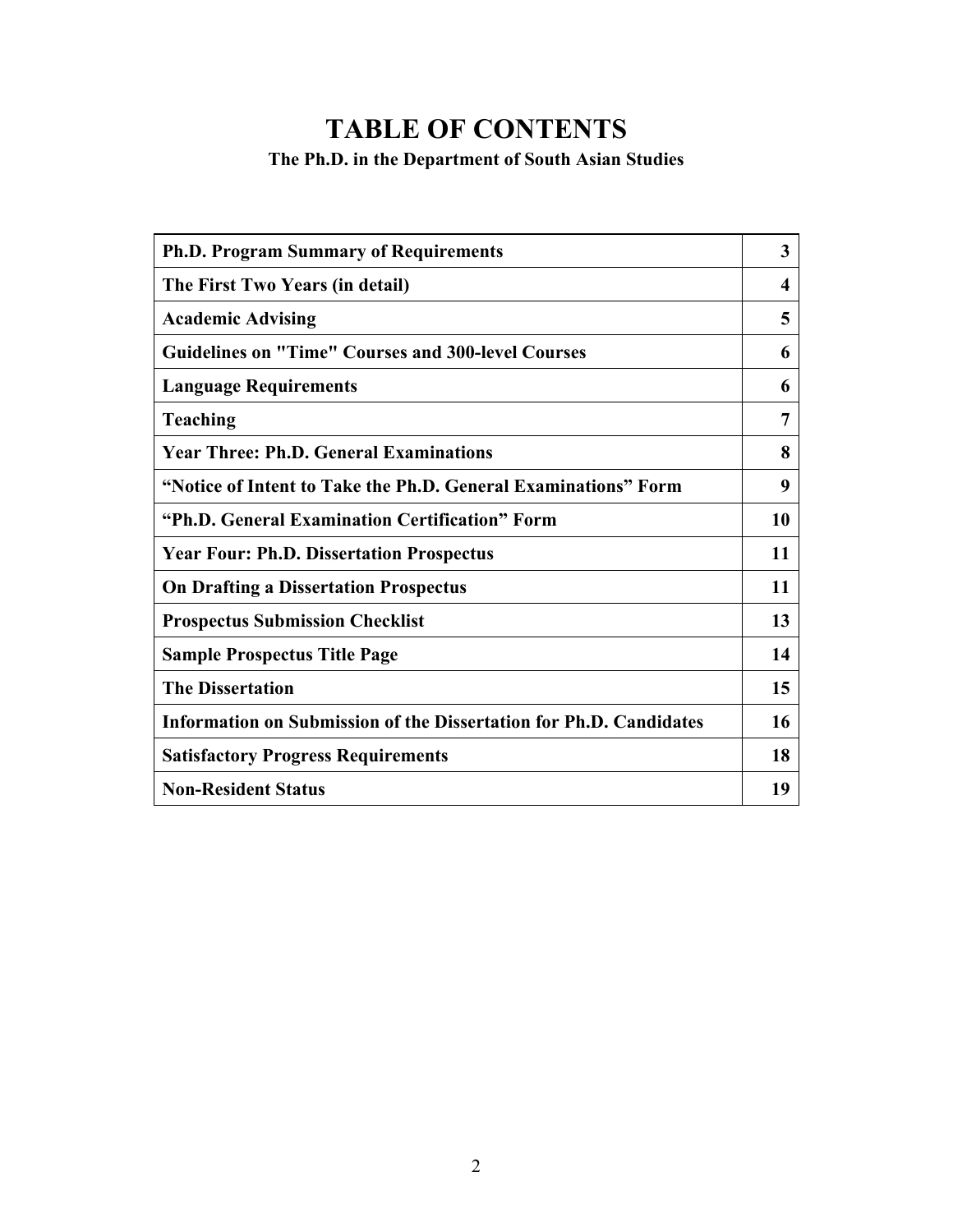# TABLE OF CONTENTS

**The Ph.D. in the Department of South Asian Studies**

| | |
|---|---|
| **Ph.D. Program Summary of Requirements** | **3** |
| **The First Two Years (in detail)** | **4** |
| **Academic Advising** | **5** |
| **Guidelines on "Time" Courses and 300-level Courses** | **6** |
| **Language Requirements** | **6** |
| **Teaching** | **7** |
| **Year Three: Ph.D. General Examinations** | **8** |
| **"Notice of Intent to Take the Ph.D. General Examinations" Form** | **9** |
| **"Ph.D. General Examination Certification" Form** | **10** |
| **Year Four: Ph.D. Dissertation Prospectus** | **11** |
| **On Drafting a Dissertation Prospectus** | **11** |
| **Prospectus Submission Checklist** | **13** |
| **Sample Prospectus Title Page** | **14** |
| **The Dissertation** | **15** |
| **Information on Submission of the Dissertation for Ph.D. Candidates** | **16** |
| **Satisfactory Progress Requirements** | **18** |
| **Non-Resident Status** | **19** |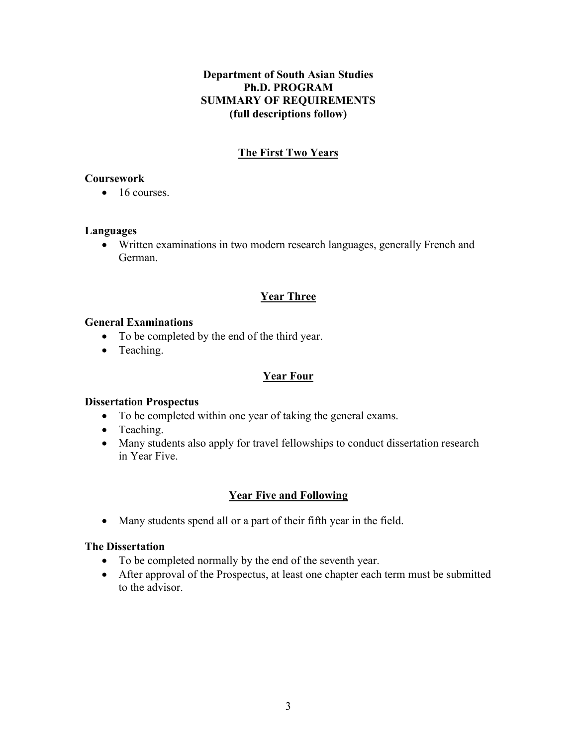# Department of South Asian Studies
# Ph.D. PROGRAM
# SUMMARY OF REQUIREMENTS
# (full descriptions follow)

## The First Two Years

**Coursework**

- 16 courses.

**Languages**

- Written examinations in two modern research languages, generally French and German.

## Year Three

**General Examinations**

- To be completed by the end of the third year.
- Teaching.

## Year Four

**Dissertation Prospectus**

- To be completed within one year of taking the general exams.
- Teaching.
- Many students also apply for travel fellowships to conduct dissertation research in Year Five.

## Year Five and Following

- Many students spend all or a part of their fifth year in the field.

**The Dissertation**

- To be completed normally by the end of the seventh year.
- After approval of the Prospectus, at least one chapter each term must be submitted to the advisor.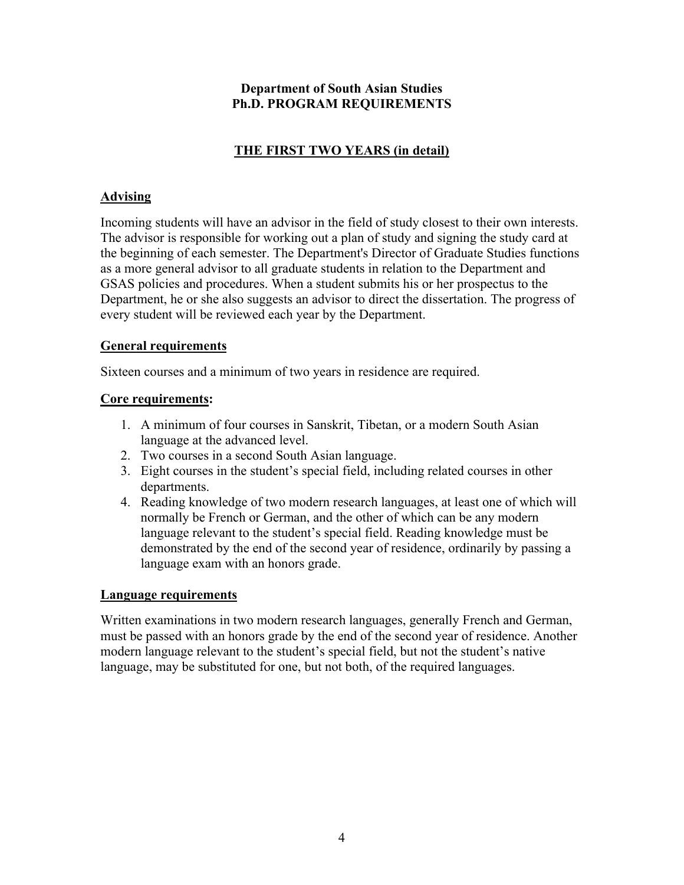**Department of South Asian Studies**
**Ph.D. PROGRAM REQUIREMENTS**

## THE FIRST TWO YEARS (in detail)

### Advising

Incoming students will have an advisor in the field of study closest to their own interests. The advisor is responsible for working out a plan of study and signing the study card at the beginning of each semester. The Department's Director of Graduate Studies functions as a more general advisor to all graduate students in relation to the Department and GSAS policies and procedures. When a student submits his or her prospectus to the Department, he or she also suggests an advisor to direct the dissertation. The progress of every student will be reviewed each year by the Department.

### General requirements

Sixteen courses and a minimum of two years in residence are required.

### Core requirements:

1. A minimum of four courses in Sanskrit, Tibetan, or a modern South Asian language at the advanced level.
2. Two courses in a second South Asian language.
3. Eight courses in the student's special field, including related courses in other departments.
4. Reading knowledge of two modern research languages, at least one of which will normally be French or German, and the other of which can be any modern language relevant to the student's special field. Reading knowledge must be demonstrated by the end of the second year of residence, ordinarily by passing a language exam with an honors grade.

### Language requirements

Written examinations in two modern research languages, generally French and German, must be passed with an honors grade by the end of the second year of residence. Another modern language relevant to the student's special field, but not the student's native language, may be substituted for one, but not both, of the required languages.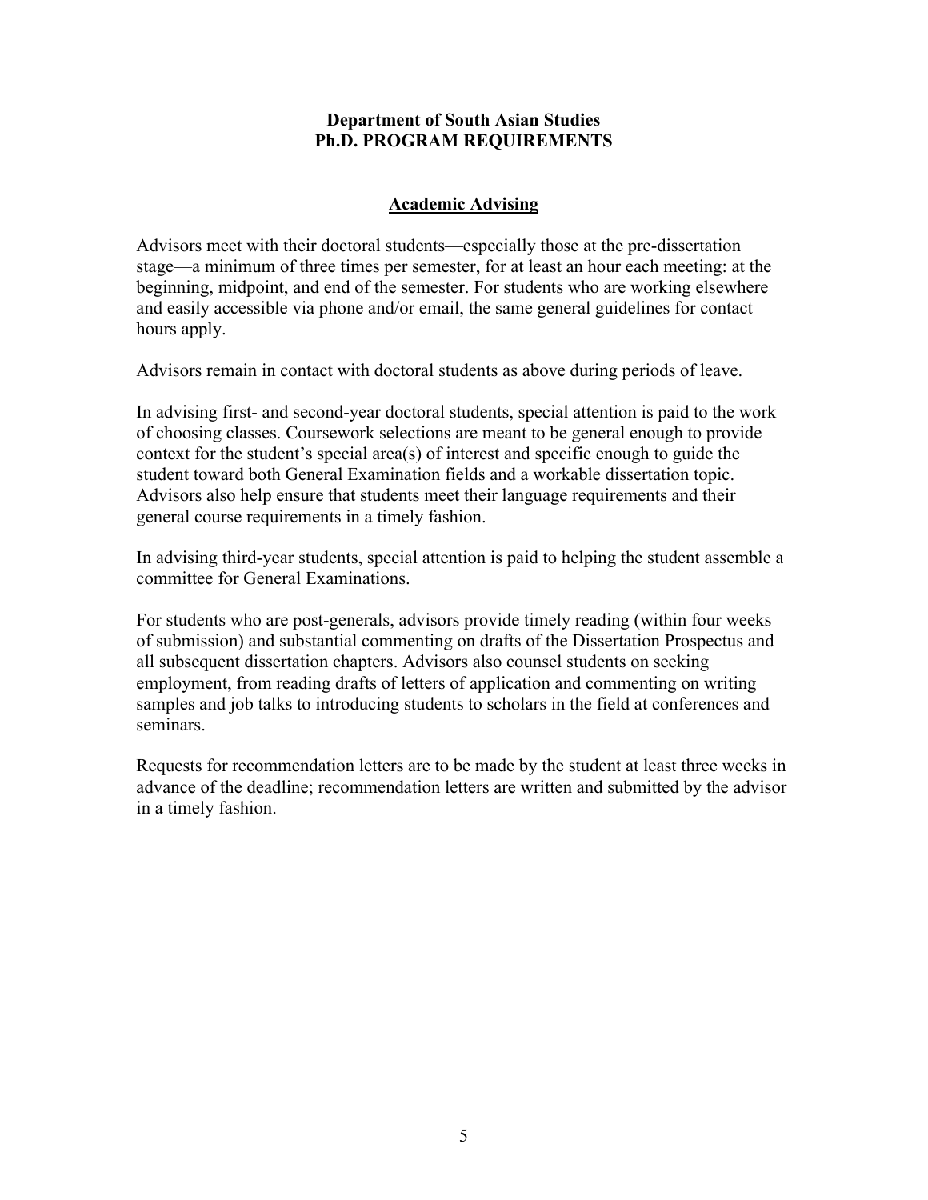**Department of South Asian Studies**
**Ph.D. PROGRAM REQUIREMENTS**

## Academic Advising

Advisors meet with their doctoral students—especially those at the pre-dissertation stage—a minimum of three times per semester, for at least an hour each meeting: at the beginning, midpoint, and end of the semester. For students who are working elsewhere and easily accessible via phone and/or email, the same general guidelines for contact hours apply.

Advisors remain in contact with doctoral students as above during periods of leave.

In advising first- and second-year doctoral students, special attention is paid to the work of choosing classes. Coursework selections are meant to be general enough to provide context for the student's special area(s) of interest and specific enough to guide the student toward both General Examination fields and a workable dissertation topic. Advisors also help ensure that students meet their language requirements and their general course requirements in a timely fashion.

In advising third-year students, special attention is paid to helping the student assemble a committee for General Examinations.

For students who are post-generals, advisors provide timely reading (within four weeks of submission) and substantial commenting on drafts of the Dissertation Prospectus and all subsequent dissertation chapters. Advisors also counsel students on seeking employment, from reading drafts of letters of application and commenting on writing samples and job talks to introducing students to scholars in the field at conferences and seminars.

Requests for recommendation letters are to be made by the student at least three weeks in advance of the deadline; recommendation letters are written and submitted by the advisor in a timely fashion.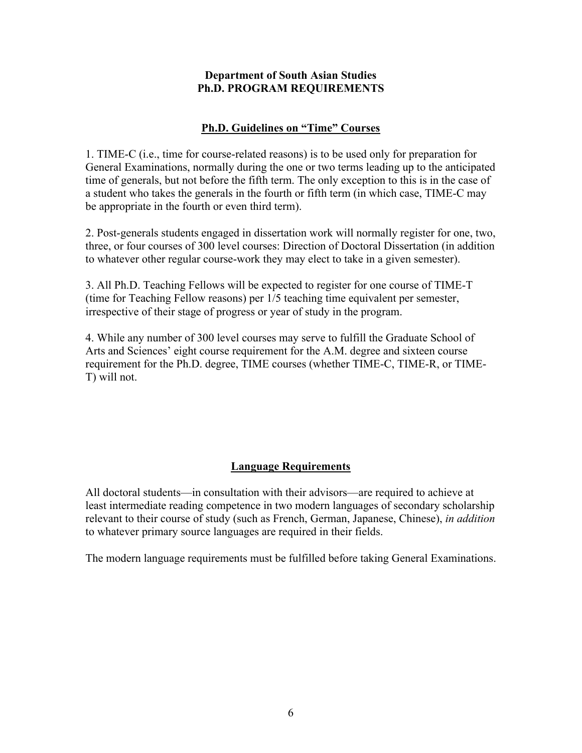**Department of South Asian Studies**
**Ph.D. PROGRAM REQUIREMENTS**

## Ph.D. Guidelines on "Time" Courses

1. TIME-C (i.e., time for course-related reasons) is to be used only for preparation for General Examinations, normally during the one or two terms leading up to the anticipated time of generals, but not before the fifth term. The only exception to this is in the case of a student who takes the generals in the fourth or fifth term (in which case, TIME-C may be appropriate in the fourth or even third term).

2. Post-generals students engaged in dissertation work will normally register for one, two, three, or four courses of 300 level courses: Direction of Doctoral Dissertation (in addition to whatever other regular course-work they may elect to take in a given semester).

3. All Ph.D. Teaching Fellows will be expected to register for one course of TIME-T (time for Teaching Fellow reasons) per 1/5 teaching time equivalent per semester, irrespective of their stage of progress or year of study in the program.

4. While any number of 300 level courses may serve to fulfill the Graduate School of Arts and Sciences' eight course requirement for the A.M. degree and sixteen course requirement for the Ph.D. degree, TIME courses (whether TIME-C, TIME-R, or TIME-T) will not.

## Language Requirements

All doctoral students—in consultation with their advisors—are required to achieve at least intermediate reading competence in two modern languages of secondary scholarship relevant to their course of study (such as French, German, Japanese, Chinese), *in addition* to whatever primary source languages are required in their fields.

The modern language requirements must be fulfilled before taking General Examinations.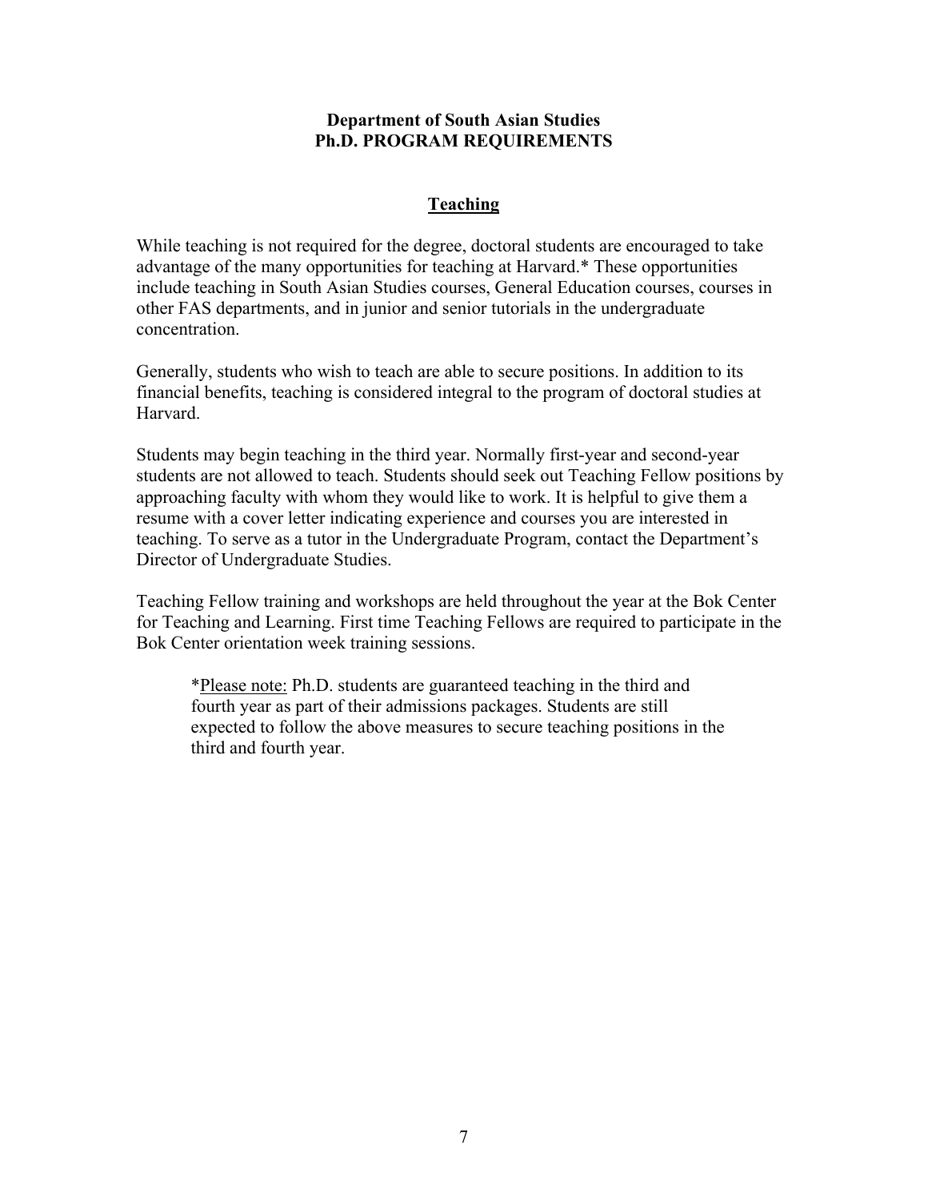**Department of South Asian Studies**
**Ph.D. PROGRAM REQUIREMENTS**

## Teaching

While teaching is not required for the degree, doctoral students are encouraged to take advantage of the many opportunities for teaching at Harvard.* These opportunities include teaching in South Asian Studies courses, General Education courses, courses in other FAS departments, and in junior and senior tutorials in the undergraduate concentration.

Generally, students who wish to teach are able to secure positions. In addition to its financial benefits, teaching is considered integral to the program of doctoral studies at Harvard.

Students may begin teaching in the third year. Normally first-year and second-year students are not allowed to teach. Students should seek out Teaching Fellow positions by approaching faculty with whom they would like to work. It is helpful to give them a resume with a cover letter indicating experience and courses you are interested in teaching. To serve as a tutor in the Undergraduate Program, contact the Department's Director of Undergraduate Studies.

Teaching Fellow training and workshops are held throughout the year at the Bok Center for Teaching and Learning. First time Teaching Fellows are required to participate in the Bok Center orientation week training sessions.

> *Please note: Ph.D. students are guaranteed teaching in the third and fourth year as part of their admissions packages. Students are still expected to follow the above measures to secure teaching positions in the third and fourth year.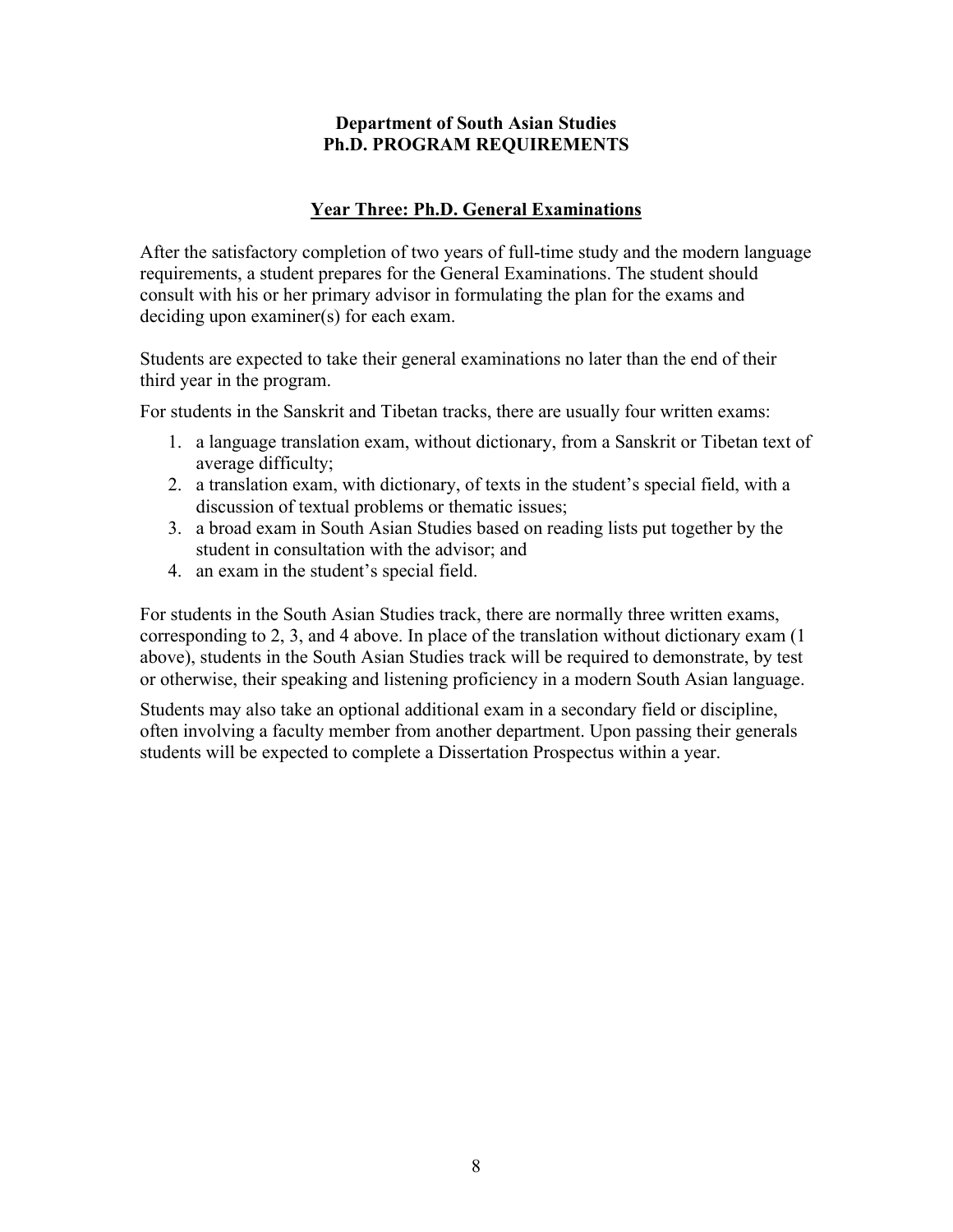**Department of South Asian Studies**
**Ph.D. PROGRAM REQUIREMENTS**

## Year Three: Ph.D. General Examinations

After the satisfactory completion of two years of full-time study and the modern language requirements, a student prepares for the General Examinations. The student should consult with his or her primary advisor in formulating the plan for the exams and deciding upon examiner(s) for each exam.

Students are expected to take their general examinations no later than the end of their third year in the program.

For students in the Sanskrit and Tibetan tracks, there are usually four written exams:

1. a language translation exam, without dictionary, from a Sanskrit or Tibetan text of average difficulty;
2. a translation exam, with dictionary, of texts in the student's special field, with a discussion of textual problems or thematic issues;
3. a broad exam in South Asian Studies based on reading lists put together by the student in consultation with the advisor; and
4. an exam in the student's special field.

For students in the South Asian Studies track, there are normally three written exams, corresponding to 2, 3, and 4 above. In place of the translation without dictionary exam (1 above), students in the South Asian Studies track will be required to demonstrate, by test or otherwise, their speaking and listening proficiency in a modern South Asian language.

Students may also take an optional additional exam in a secondary field or discipline, often involving a faculty member from another department. Upon passing their generals students will be expected to complete a Dissertation Prospectus within a year.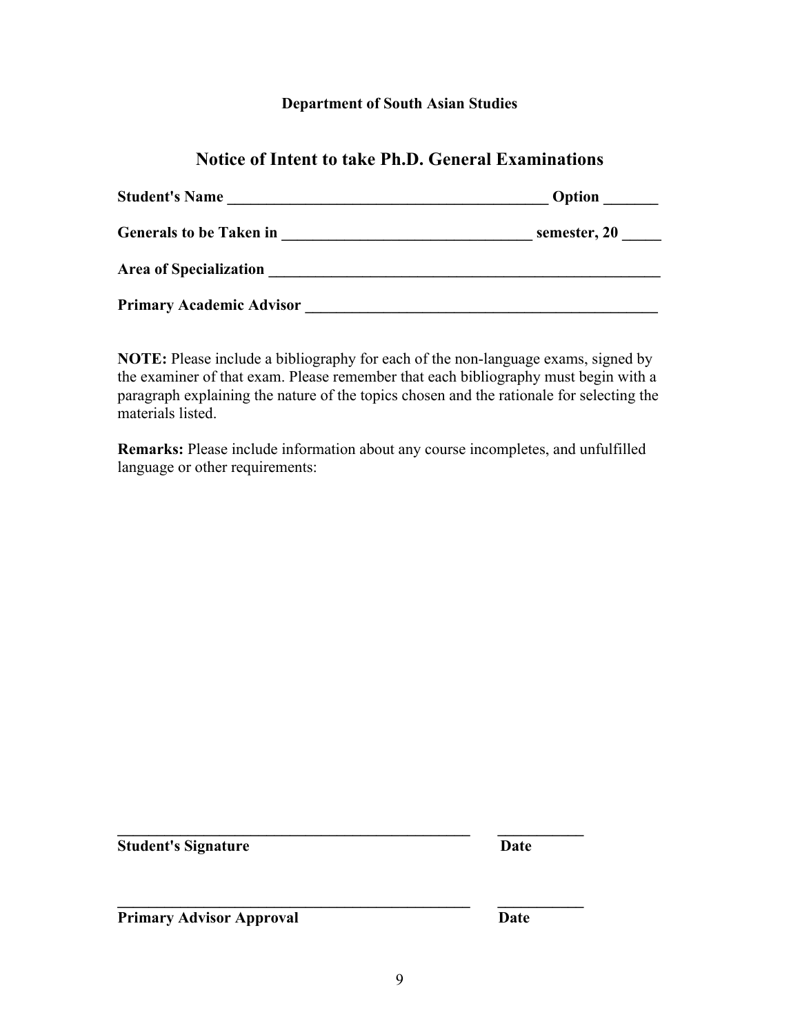**Department of South Asian Studies**

## Notice of Intent to take Ph.D. General Examinations

**Student's Name ________________________________________ Option _______**

**Generals to be Taken in ______________________________ semester, 20 _____**

**Area of Specialization ________________________________________________**

**Primary Academic Advisor _____________________________________________**

**NOTE:** Please include a bibliography for each of the non-language exams, signed by the examiner of that exam. Please remember that each bibliography must begin with a paragraph explaining the nature of the topics chosen and the rationale for selecting the materials listed.

**Remarks:** Please include information about any course incompletes, and unfulfilled language or other requirements:

_______________________________________________ ___________

**Student's Signature** **Date**

_______________________________________________ ___________

**Primary Advisor Approval** **Date**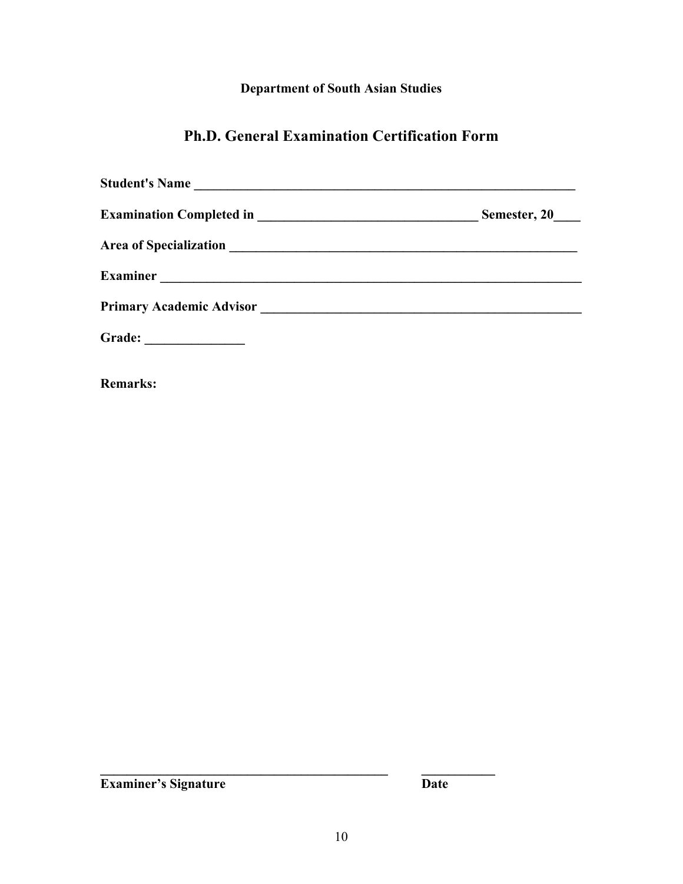**Department of South Asian Studies**

# Ph.D. General Examination Certification Form

**Student's Name** ____________________________________________________________

**Examination Completed in** ________________________________ **Semester, 20**____

**Area of Specialization** ______________________________________________________

**Examiner** _______________________________________________________________

**Primary Academic Advisor** ___________________________________________________

**Grade:** _______________

**Remarks:**

_____________________________________________          ___________

**Examiner's Signature**                                                    **Date**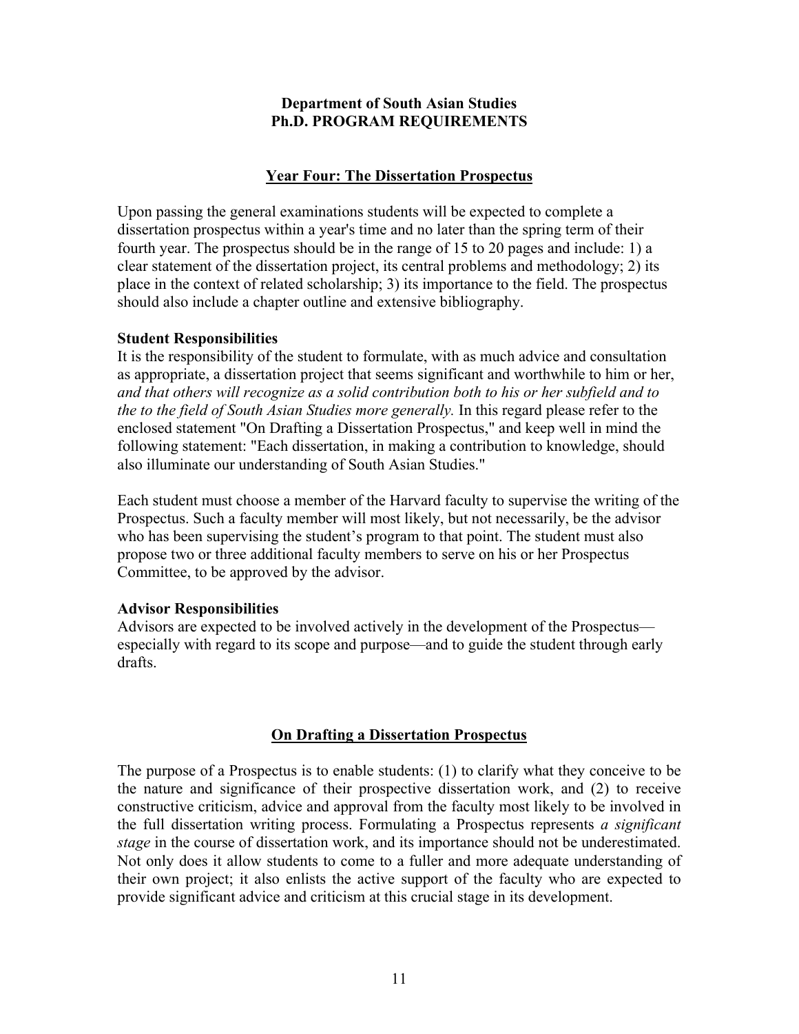**Department of South Asian Studies**
**Ph.D. PROGRAM REQUIREMENTS**

## Year Four: The Dissertation Prospectus

Upon passing the general examinations students will be expected to complete a dissertation prospectus within a year's time and no later than the spring term of their fourth year. The prospectus should be in the range of 15 to 20 pages and include: 1) a clear statement of the dissertation project, its central problems and methodology; 2) its place in the context of related scholarship; 3) its importance to the field. The prospectus should also include a chapter outline and extensive bibliography.

### Student Responsibilities

It is the responsibility of the student to formulate, with as much advice and consultation as appropriate, a dissertation project that seems significant and worthwhile to him or her, *and that others will recognize as a solid contribution both to his or her subfield and to the to the field of South Asian Studies more generally.* In this regard please refer to the enclosed statement "On Drafting a Dissertation Prospectus," and keep well in mind the following statement: "Each dissertation, in making a contribution to knowledge, should also illuminate our understanding of South Asian Studies."

Each student must choose a member of the Harvard faculty to supervise the writing of the Prospectus. Such a faculty member will most likely, but not necessarily, be the advisor who has been supervising the student's program to that point. The student must also propose two or three additional faculty members to serve on his or her Prospectus Committee, to be approved by the advisor.

### Advisor Responsibilities

Advisors are expected to be involved actively in the development of the Prospectus—especially with regard to its scope and purpose—and to guide the student through early drafts.

## On Drafting a Dissertation Prospectus

The purpose of a Prospectus is to enable students: (1) to clarify what they conceive to be the nature and significance of their prospective dissertation work, and (2) to receive constructive criticism, advice and approval from the faculty most likely to be involved in the full dissertation writing process. Formulating a Prospectus represents *a significant stage* in the course of dissertation work, and its importance should not be underestimated. Not only does it allow students to come to a fuller and more adequate understanding of their own project; it also enlists the active support of the faculty who are expected to provide significant advice and criticism at this crucial stage in its development.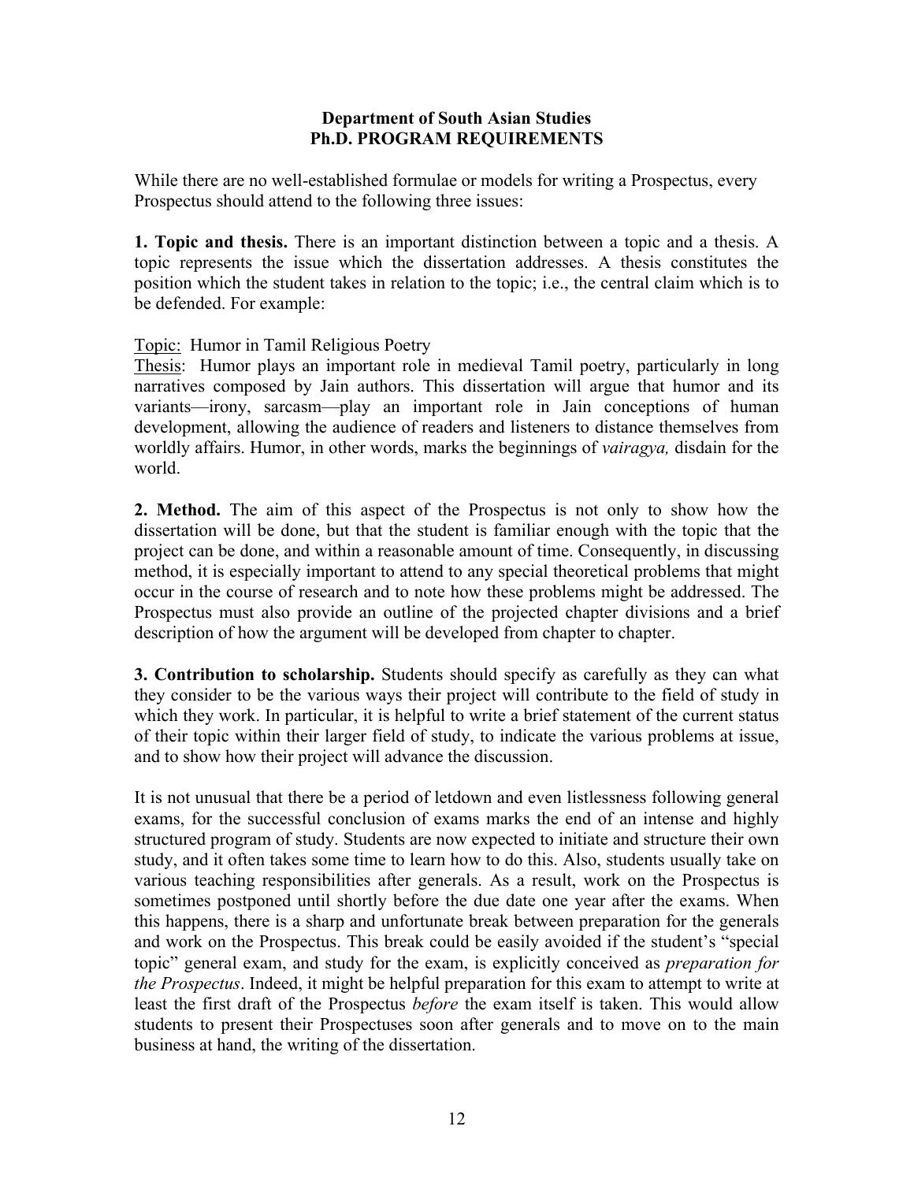**Department of South Asian Studies**
**Ph.D. PROGRAM REQUIREMENTS**

While there are no well-established formulae or models for writing a Prospectus, every Prospectus should attend to the following three issues:

**1. Topic and thesis.** There is an important distinction between a topic and a thesis. A topic represents the issue which the dissertation addresses. A thesis constitutes the position which the student takes in relation to the topic; i.e., the central claim which is to be defended. For example:

Topic: Humor in Tamil Religious Poetry
Thesis: Humor plays an important role in medieval Tamil poetry, particularly in long narratives composed by Jain authors. This dissertation will argue that humor and its variants—irony, sarcasm—play an important role in Jain conceptions of human development, allowing the audience of readers and listeners to distance themselves from worldly affairs. Humor, in other words, marks the beginnings of *vairagya,* disdain for the world.

**2. Method.** The aim of this aspect of the Prospectus is not only to show how the dissertation will be done, but that the student is familiar enough with the topic that the project can be done, and within a reasonable amount of time. Consequently, in discussing method, it is especially important to attend to any special theoretical problems that might occur in the course of research and to note how these problems might be addressed. The Prospectus must also provide an outline of the projected chapter divisions and a brief description of how the argument will be developed from chapter to chapter.

**3. Contribution to scholarship.** Students should specify as carefully as they can what they consider to be the various ways their project will contribute to the field of study in which they work. In particular, it is helpful to write a brief statement of the current status of their topic within their larger field of study, to indicate the various problems at issue, and to show how their project will advance the discussion.

It is not unusual that there be a period of letdown and even listlessness following general exams, for the successful conclusion of exams marks the end of an intense and highly structured program of study. Students are now expected to initiate and structure their own study, and it often takes some time to learn how to do this. Also, students usually take on various teaching responsibilities after generals. As a result, work on the Prospectus is sometimes postponed until shortly before the due date one year after the exams. When this happens, there is a sharp and unfortunate break between preparation for the generals and work on the Prospectus. This break could be easily avoided if the student's "special topic" general exam, and study for the exam, is explicitly conceived as *preparation for the Prospectus*. Indeed, it might be helpful preparation for this exam to attempt to write at least the first draft of the Prospectus *before* the exam itself is taken. This would allow students to present their Prospectuses soon after generals and to move on to the main business at hand, the writing of the dissertation.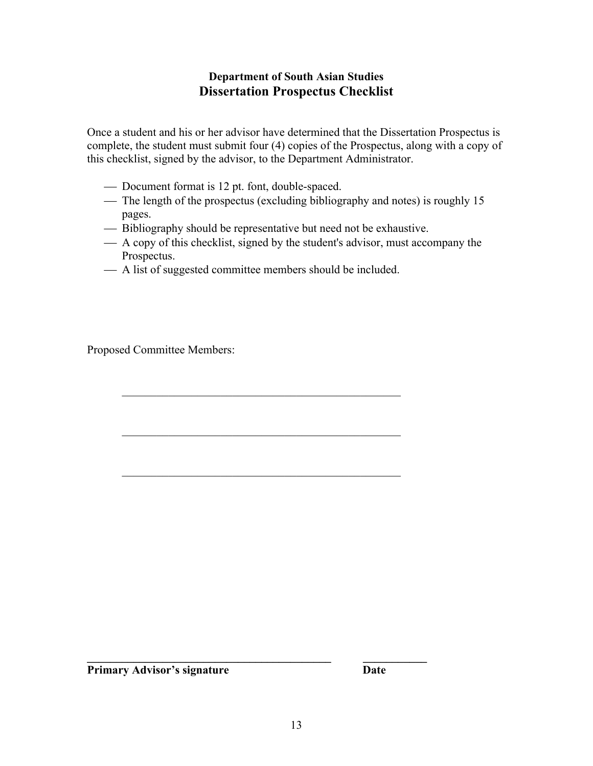**Department of South Asian Studies**

## Dissertation Prospectus Checklist

Once a student and his or her advisor have determined that the Dissertation Prospectus is complete, the student must submit four (4) copies of the Prospectus, along with a copy of this checklist, signed by the advisor, to the Department Administrator.

- Document format is 12 pt. font, double-spaced.
- The length of the prospectus (excluding bibliography and notes) is roughly 15 pages.
- Bibliography should be representative but need not be exhaustive.
- A copy of this checklist, signed by the student's advisor, must accompany the Prospectus.
- A list of suggested committee members should be included.

Proposed Committee Members:

\_\_\_\_\_\_\_\_\_\_\_\_\_\_\_\_\_\_\_\_\_\_\_\_\_\_\_\_\_\_\_\_\_\_\_\_\_\_\_\_\_\_\_\_\_\_\_\_

\_\_\_\_\_\_\_\_\_\_\_\_\_\_\_\_\_\_\_\_\_\_\_\_\_\_\_\_\_\_\_\_\_\_\_\_\_\_\_\_\_\_\_\_\_\_\_\_

\_\_\_\_\_\_\_\_\_\_\_\_\_\_\_\_\_\_\_\_\_\_\_\_\_\_\_\_\_\_\_\_\_\_\_\_\_\_\_\_\_\_\_\_\_\_\_\_

\_\_\_\_\_\_\_\_\_\_\_\_\_\_\_\_\_\_\_\_\_\_\_\_\_\_\_\_\_\_\_\_\_\_\_\_\_\_\_\_\_\_ \_\_\_\_\_\_\_\_\_\_\_

**Primary Advisor's signature** **Date**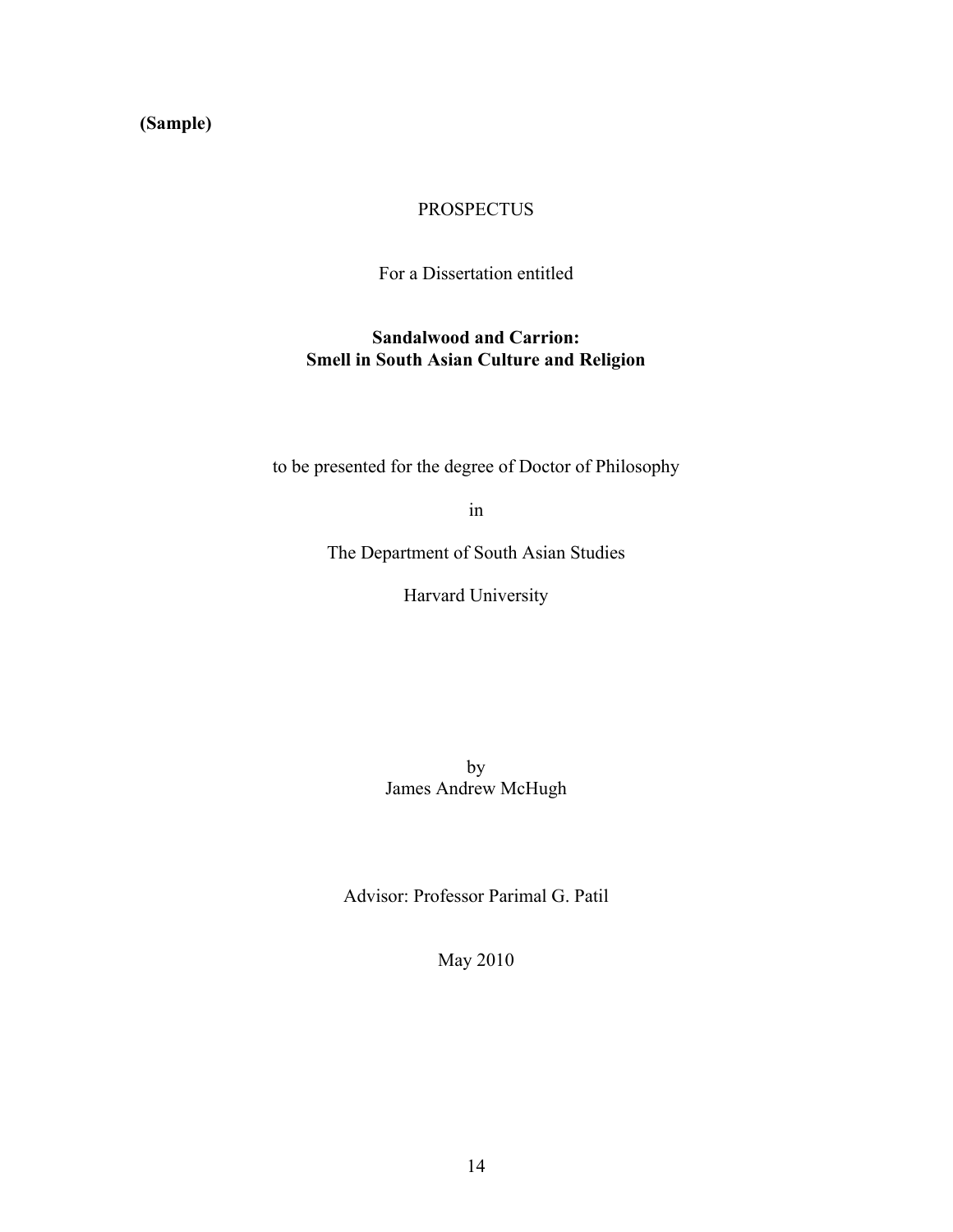**(Sample)**

PROSPECTUS

For a Dissertation entitled

**Sandalwood and Carrion:**
**Smell in South Asian Culture and Religion**

to be presented for the degree of Doctor of Philosophy

in

The Department of South Asian Studies

Harvard University

by
James Andrew McHugh

Advisor: Professor Parimal G. Patil

May 2010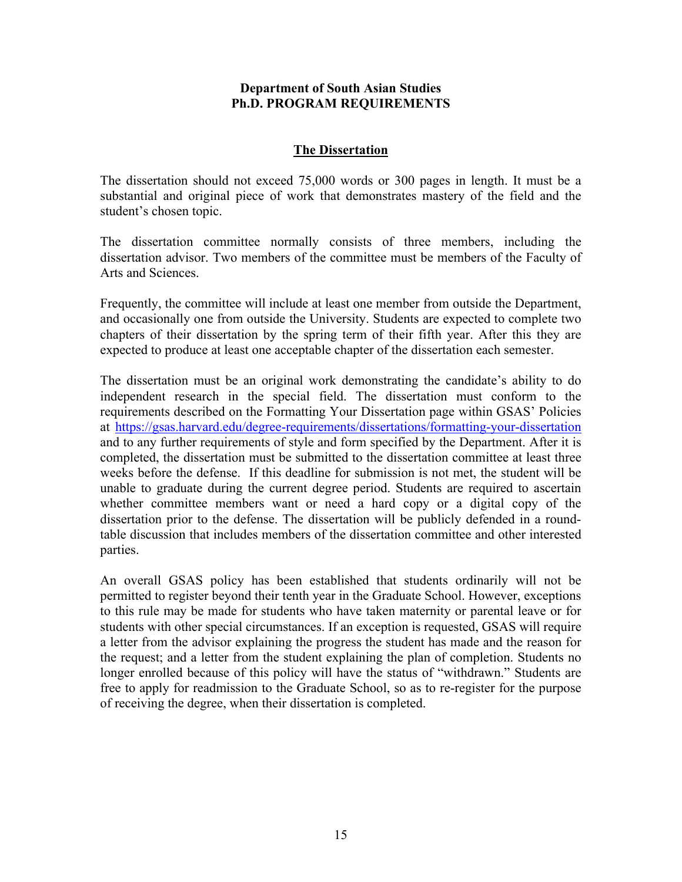**Department of South Asian Studies**
**Ph.D. PROGRAM REQUIREMENTS**

## The Dissertation

The dissertation should not exceed 75,000 words or 300 pages in length. It must be a substantial and original piece of work that demonstrates mastery of the field and the student's chosen topic.

The dissertation committee normally consists of three members, including the dissertation advisor. Two members of the committee must be members of the Faculty of Arts and Sciences.

Frequently, the committee will include at least one member from outside the Department, and occasionally one from outside the University. Students are expected to complete two chapters of their dissertation by the spring term of their fifth year. After this they are expected to produce at least one acceptable chapter of the dissertation each semester.

The dissertation must be an original work demonstrating the candidate's ability to do independent research in the special field. The dissertation must conform to the requirements described on the Formatting Your Dissertation page within GSAS' Policies at https://gsas.harvard.edu/degree-requirements/dissertations/formatting-your-dissertation and to any further requirements of style and form specified by the Department. After it is completed, the dissertation must be submitted to the dissertation committee at least three weeks before the defense. If this deadline for submission is not met, the student will be unable to graduate during the current degree period. Students are required to ascertain whether committee members want or need a hard copy or a digital copy of the dissertation prior to the defense. The dissertation will be publicly defended in a round-table discussion that includes members of the dissertation committee and other interested parties.

An overall GSAS policy has been established that students ordinarily will not be permitted to register beyond their tenth year in the Graduate School. However, exceptions to this rule may be made for students who have taken maternity or parental leave or for students with other special circumstances. If an exception is requested, GSAS will require a letter from the advisor explaining the progress the student has made and the reason for the request; and a letter from the student explaining the plan of completion. Students no longer enrolled because of this policy will have the status of "withdrawn." Students are free to apply for readmission to the Graduate School, so as to re-register for the purpose of receiving the degree, when their dissertation is completed.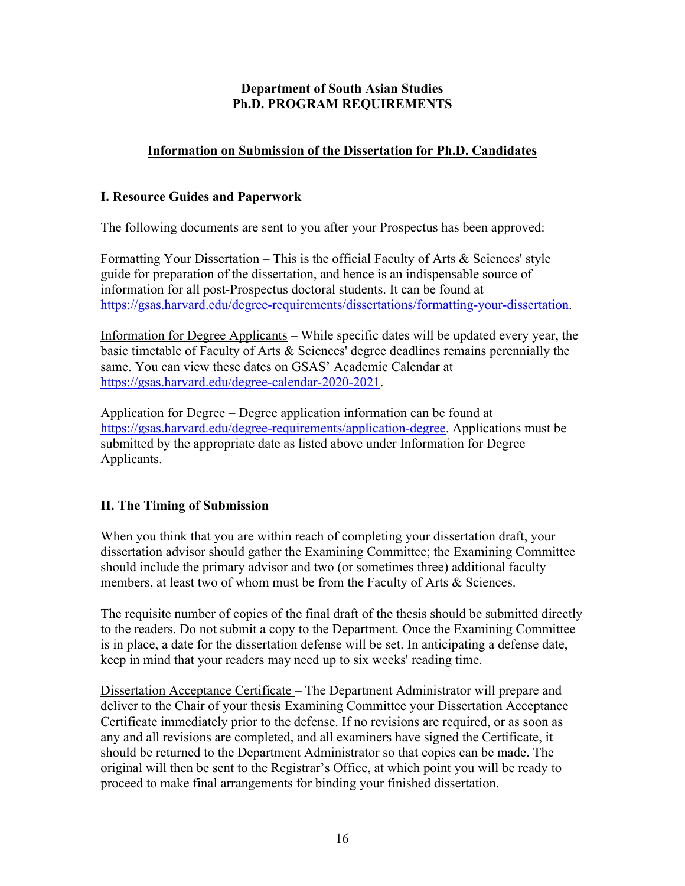**Department of South Asian Studies**
**Ph.D. PROGRAM REQUIREMENTS**

## Information on Submission of the Dissertation for Ph.D. Candidates

### I. Resource Guides and Paperwork

The following documents are sent to you after your Prospectus has been approved:

Formatting Your Dissertation – This is the official Faculty of Arts & Sciences' style guide for preparation of the dissertation, and hence is an indispensable source of information for all post-Prospectus doctoral students. It can be found at https://gsas.harvard.edu/degree-requirements/dissertations/formatting-your-dissertation.

Information for Degree Applicants – While specific dates will be updated every year, the basic timetable of Faculty of Arts & Sciences' degree deadlines remains perennially the same. You can view these dates on GSAS' Academic Calendar at https://gsas.harvard.edu/degree-calendar-2020-2021.

Application for Degree – Degree application information can be found at https://gsas.harvard.edu/degree-requirements/application-degree. Applications must be submitted by the appropriate date as listed above under Information for Degree Applicants.

### II. The Timing of Submission

When you think that you are within reach of completing your dissertation draft, your dissertation advisor should gather the Examining Committee; the Examining Committee should include the primary advisor and two (or sometimes three) additional faculty members, at least two of whom must be from the Faculty of Arts & Sciences.

The requisite number of copies of the final draft of the thesis should be submitted directly to the readers. Do not submit a copy to the Department. Once the Examining Committee is in place, a date for the dissertation defense will be set. In anticipating a defense date, keep in mind that your readers may need up to six weeks' reading time.

Dissertation Acceptance Certificate – The Department Administrator will prepare and deliver to the Chair of your thesis Examining Committee your Dissertation Acceptance Certificate immediately prior to the defense. If no revisions are required, or as soon as any and all revisions are completed, and all examiners have signed the Certificate, it should be returned to the Department Administrator so that copies can be made. The original will then be sent to the Registrar's Office, at which point you will be ready to proceed to make final arrangements for binding your finished dissertation.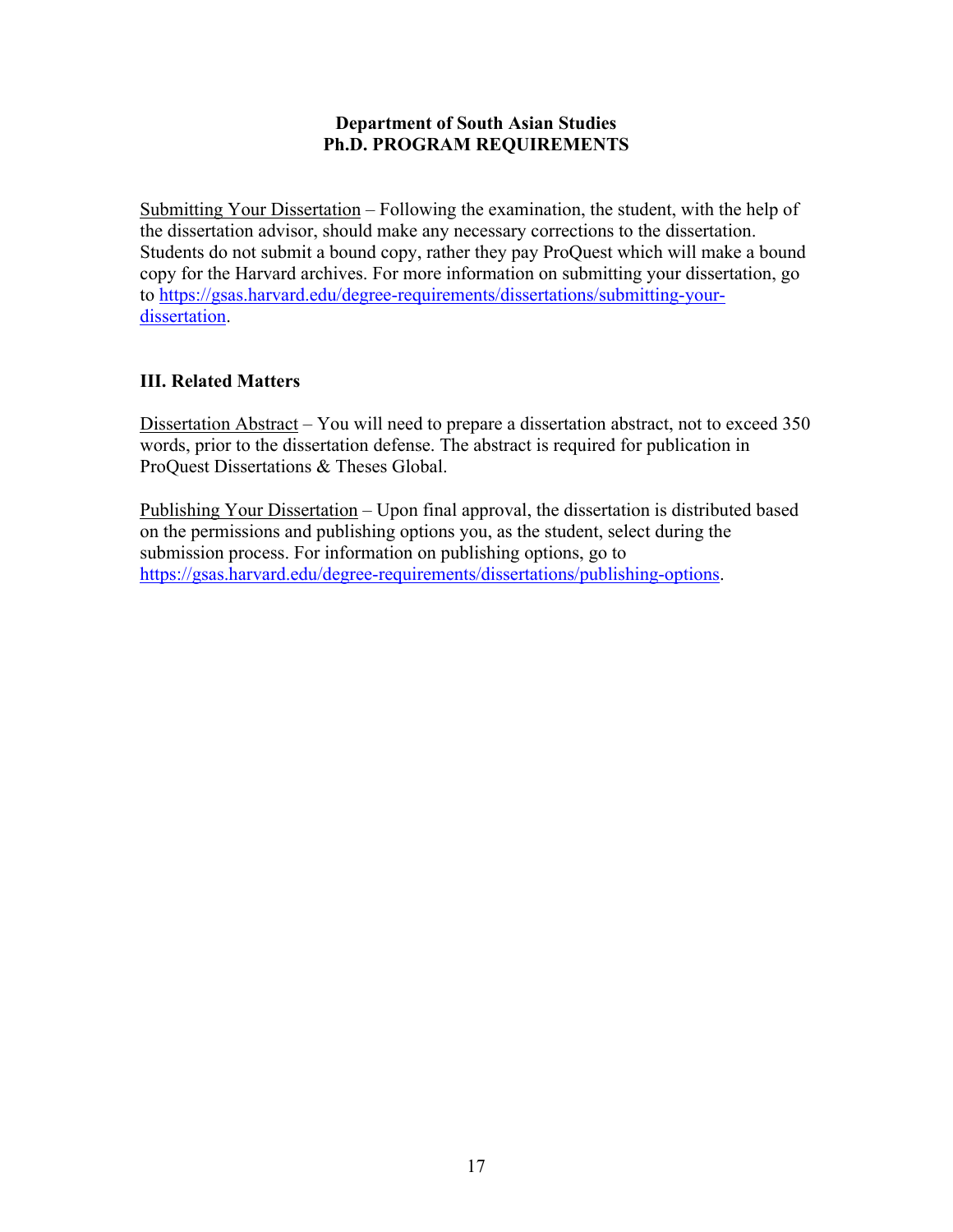**Department of South Asian Studies**
**Ph.D. PROGRAM REQUIREMENTS**

Submitting Your Dissertation – Following the examination, the student, with the help of the dissertation advisor, should make any necessary corrections to the dissertation. Students do not submit a bound copy, rather they pay ProQuest which will make a bound copy for the Harvard archives. For more information on submitting your dissertation, go to https://gsas.harvard.edu/degree-requirements/dissertations/submitting-your-dissertation.

## III. Related Matters

Dissertation Abstract – You will need to prepare a dissertation abstract, not to exceed 350 words, prior to the dissertation defense. The abstract is required for publication in ProQuest Dissertations & Theses Global.

Publishing Your Dissertation – Upon final approval, the dissertation is distributed based on the permissions and publishing options you, as the student, select during the submission process. For information on publishing options, go to https://gsas.harvard.edu/degree-requirements/dissertations/publishing-options.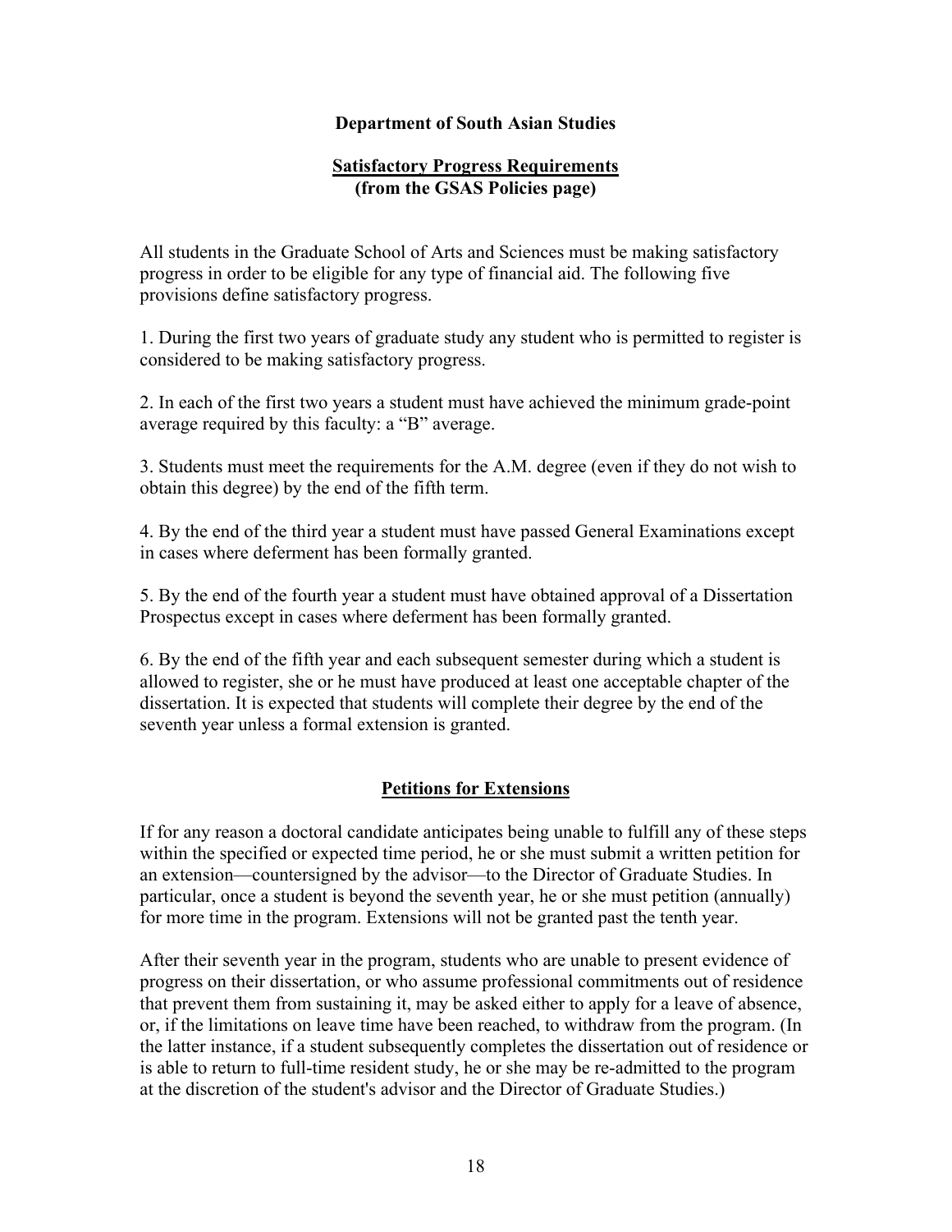## Department of South Asian Studies

### Satisfactory Progress Requirements
**(from the GSAS Policies page)**

All students in the Graduate School of Arts and Sciences must be making satisfactory progress in order to be eligible for any type of financial aid. The following five provisions define satisfactory progress.

1. During the first two years of graduate study any student who is permitted to register is considered to be making satisfactory progress.

2. In each of the first two years a student must have achieved the minimum grade-point average required by this faculty: a "B" average.

3. Students must meet the requirements for the A.M. degree (even if they do not wish to obtain this degree) by the end of the fifth term.

4. By the end of the third year a student must have passed General Examinations except in cases where deferment has been formally granted.

5. By the end of the fourth year a student must have obtained approval of a Dissertation Prospectus except in cases where deferment has been formally granted.

6. By the end of the fifth year and each subsequent semester during which a student is allowed to register, she or he must have produced at least one acceptable chapter of the dissertation. It is expected that students will complete their degree by the end of the seventh year unless a formal extension is granted.

### Petitions for Extensions

If for any reason a doctoral candidate anticipates being unable to fulfill any of these steps within the specified or expected time period, he or she must submit a written petition for an extension—countersigned by the advisor—to the Director of Graduate Studies. In particular, once a student is beyond the seventh year, he or she must petition (annually) for more time in the program. Extensions will not be granted past the tenth year.

After their seventh year in the program, students who are unable to present evidence of progress on their dissertation, or who assume professional commitments out of residence that prevent them from sustaining it, may be asked either to apply for a leave of absence, or, if the limitations on leave time have been reached, to withdraw from the program. (In the latter instance, if a student subsequently completes the dissertation out of residence or is able to return to full-time resident study, he or she may be re-admitted to the program at the discretion of the student's advisor and the Director of Graduate Studies.)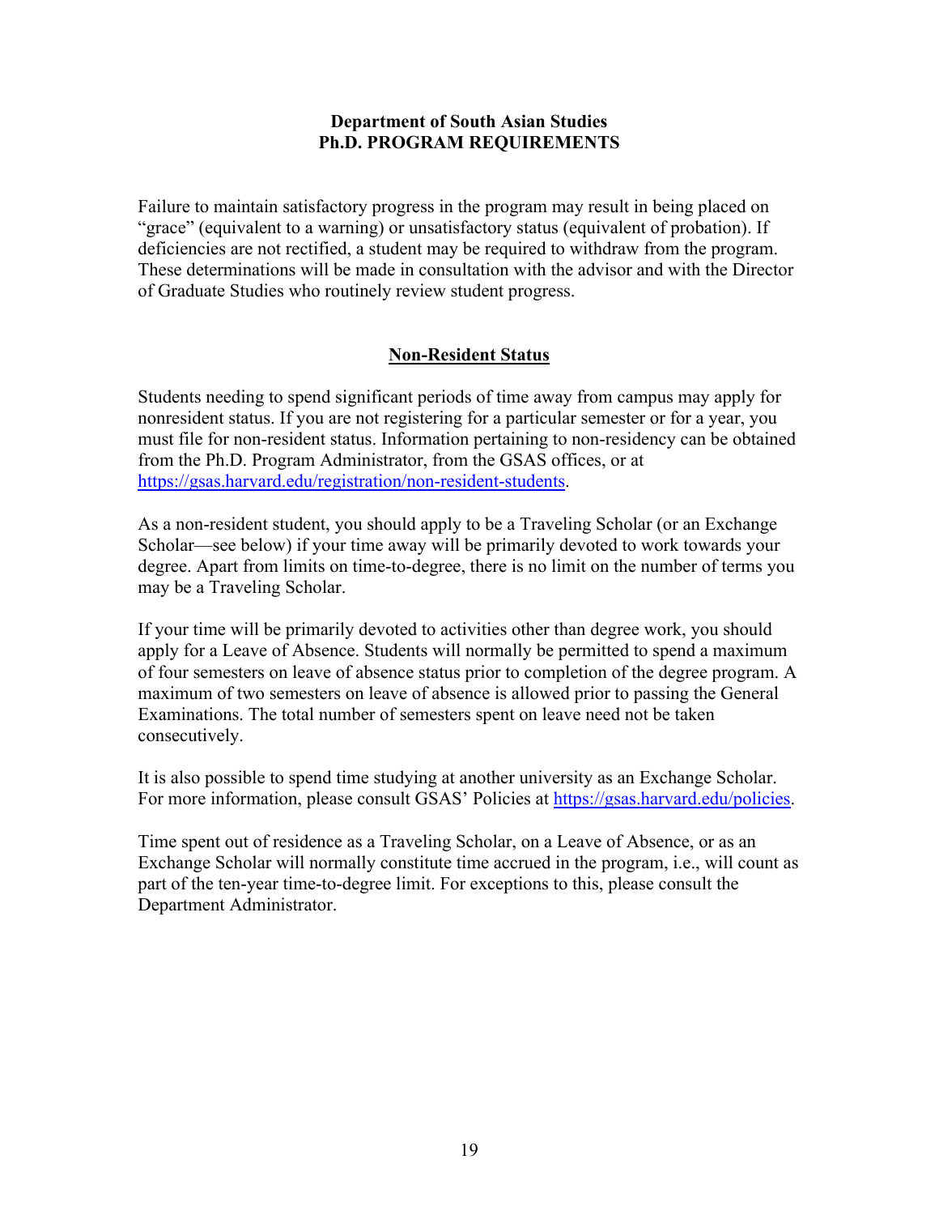**Department of South Asian Studies**
**Ph.D. PROGRAM REQUIREMENTS**

Failure to maintain satisfactory progress in the program may result in being placed on "grace" (equivalent to a warning) or unsatisfactory status (equivalent of probation). If deficiencies are not rectified, a student may be required to withdraw from the program. These determinations will be made in consultation with the advisor and with the Director of Graduate Studies who routinely review student progress.

## Non-Resident Status

Students needing to spend significant periods of time away from campus may apply for nonresident status. If you are not registering for a particular semester or for a year, you must file for non-resident status. Information pertaining to non-residency can be obtained from the Ph.D. Program Administrator, from the GSAS offices, or at https://gsas.harvard.edu/registration/non-resident-students.

As a non-resident student, you should apply to be a Traveling Scholar (or an Exchange Scholar—see below) if your time away will be primarily devoted to work towards your degree. Apart from limits on time-to-degree, there is no limit on the number of terms you may be a Traveling Scholar.

If your time will be primarily devoted to activities other than degree work, you should apply for a Leave of Absence. Students will normally be permitted to spend a maximum of four semesters on leave of absence status prior to completion of the degree program. A maximum of two semesters on leave of absence is allowed prior to passing the General Examinations. The total number of semesters spent on leave need not be taken consecutively.

It is also possible to spend time studying at another university as an Exchange Scholar. For more information, please consult GSAS' Policies at https://gsas.harvard.edu/policies.

Time spent out of residence as a Traveling Scholar, on a Leave of Absence, or as an Exchange Scholar will normally constitute time accrued in the program, i.e., will count as part of the ten-year time-to-degree limit. For exceptions to this, please consult the Department Administrator.